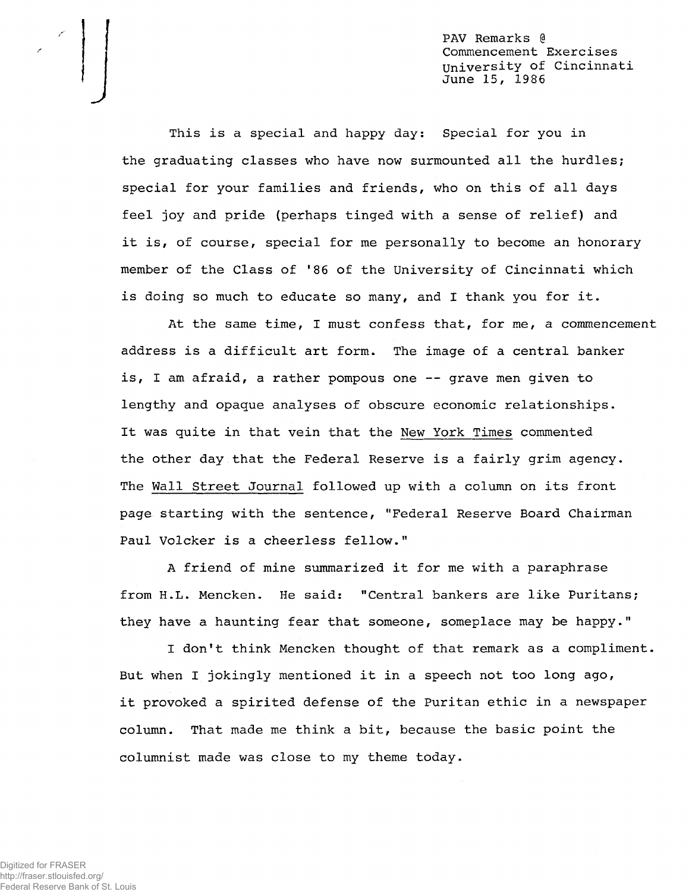PAV Remarks @
Commencement Exercises
University of Cincinnati
June 15, 1986

This is a special and happy day: Special for you in the graduating classes who have now surmounted all the hurdles; special for your families and friends, who on this of all days feel joy and pride (perhaps tinged with a sense of relief) and it is, of course, special for me personally to become an honorary member of the Class of '86 of the University of Cincinnati which is doing so much to educate so many, and I thank you for it.

At the same time, I must confess that, for me, a commencement address is a difficult art form. The image of a central banker is, I am afraid, a rather pompous one -- grave men given to lengthy and opaque analyses of obscure economic relationships. It was quite in that vein that the New York Times commented the other day that the Federal Reserve is a fairly grim agency. The Wall Street Journal followed up with a column on its front page starting with the sentence, "Federal Reserve Board Chairman Paul Volcker is a cheerless fellow."

A friend of mine summarized it for me with a paraphrase from H.L. Mencken. He said: "Central bankers are like Puritans; they have a haunting fear that someone, someplace may be happy."

I don't think Mencken thought of that remark as a compliment. But when I jokingly mentioned it in a speech not too long ago, it provoked a spirited defense of the Puritan ethic in a newspaper column. That made me think a bit, because the basic point the columnist made was close to my theme today.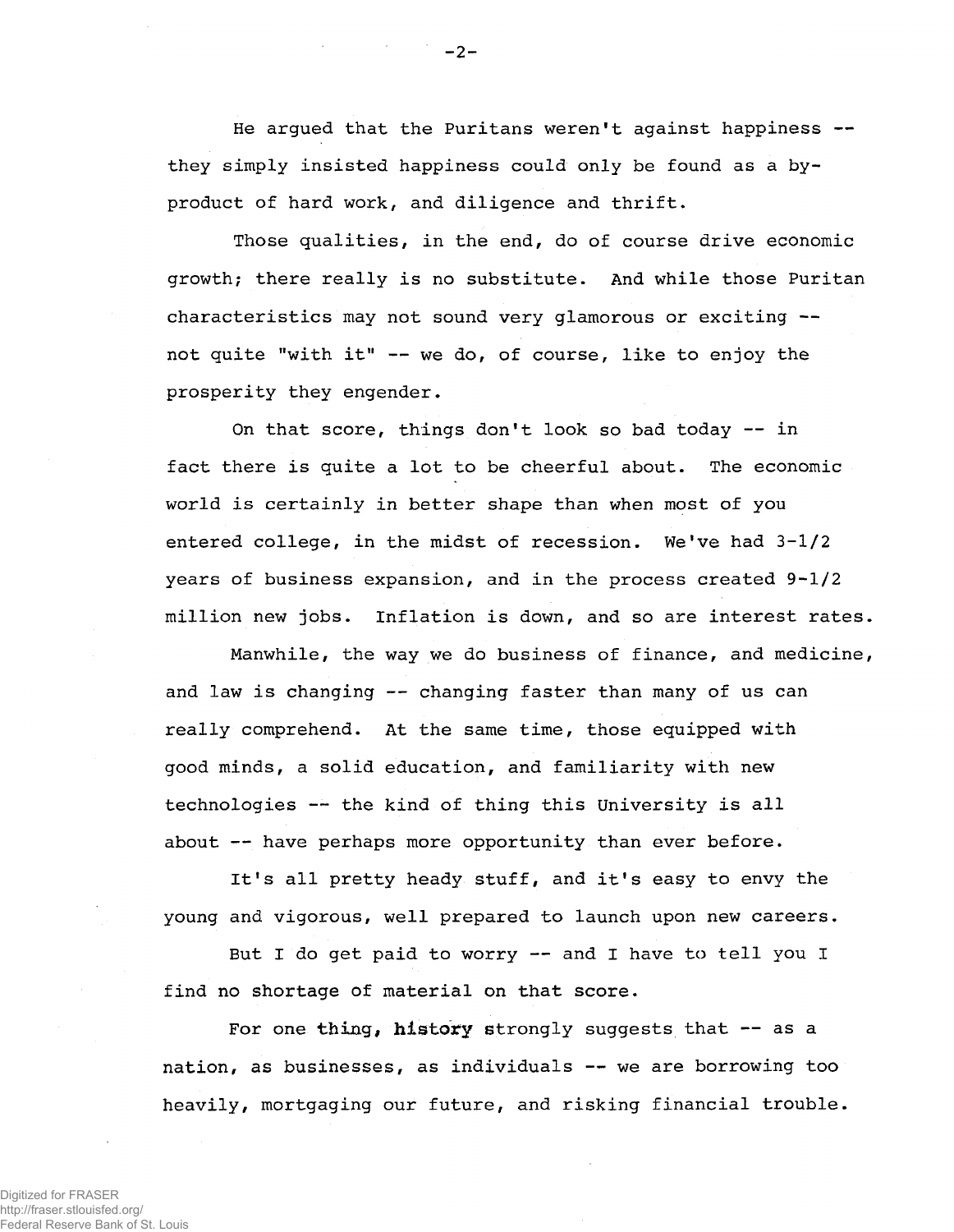He argued that the Puritans weren't against happiness -- they simply insisted happiness could only be found as a by-product of hard work, and diligence and thrift.

Those qualities, in the end, do of course drive economic growth; there really is no substitute. And while those Puritan characteristics may not sound very glamorous or exciting -- not quite "with it" -- we do, of course, like to enjoy the prosperity they engender.

On that score, things don't look so bad today -- in fact there is quite a lot to be cheerful about. The economic world is certainly in better shape than when most of you entered college, in the midst of recession. We've had 3-1/2 years of business expansion, and in the process created 9-1/2 million new jobs. Inflation is down, and so are interest rates.

Manwhile, the way we do business of finance, and medicine, and law is changing -- changing faster than many of us can really comprehend. At the same time, those equipped with good minds, a solid education, and familiarity with new technologies -- the kind of thing this University is all about -- have perhaps more opportunity than ever before.

It's all pretty heady stuff, and it's easy to envy the young and vigorous, well prepared to launch upon new careers.

But I do get paid to worry -- and I have to tell you I find no shortage of material on that score.

For one thing, history strongly suggests that -- as a nation, as businesses, as individuals -- we are borrowing too heavily, mortgaging our future, and risking financial trouble.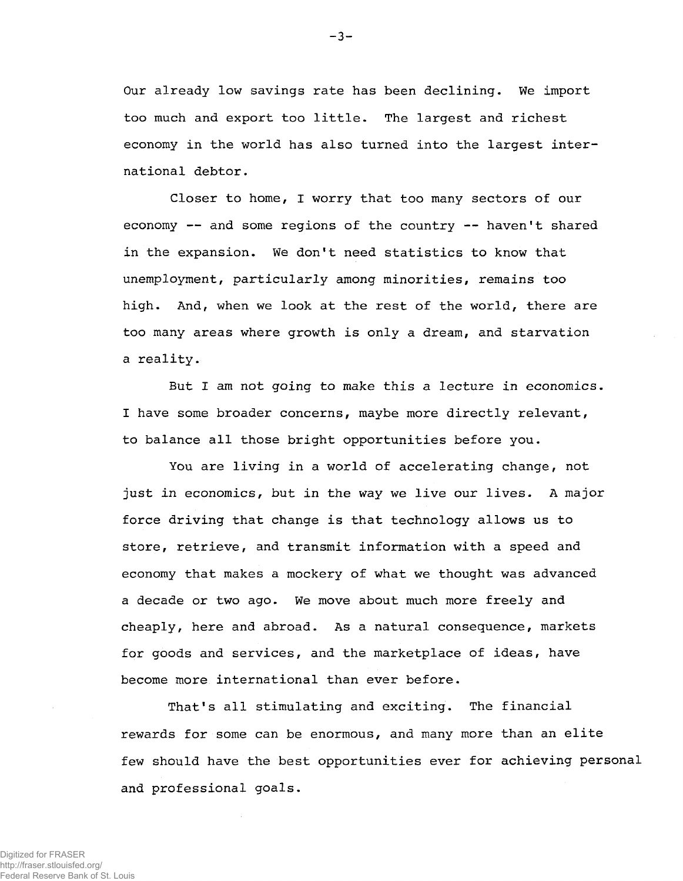Our already low savings rate has been declining. We import too much and export too little. The largest and richest economy in the world has also turned into the largest international debtor.

Closer to home, I worry that too many sectors of our economy -- and some regions of the country -- haven't shared in the expansion. We don't need statistics to know that unemployment, particularly among minorities, remains too high. And, when we look at the rest of the world, there are too many areas where growth is only a dream, and starvation a reality.

But I am not going to make this a lecture in economics. I have some broader concerns, maybe more directly relevant, to balance all those bright opportunities before you.

You are living in a world of accelerating change, not just in economics, but in the way we live our lives. A major force driving that change is that technology allows us to store, retrieve, and transmit information with a speed and economy that makes a mockery of what we thought was advanced a decade or two ago. We move about much more freely and cheaply, here and abroad. As a natural consequence, markets for goods and services, and the marketplace of ideas, have become more international than ever before.

That's all stimulating and exciting. The financial rewards for some can be enormous, and many more than an elite few should have the best opportunities ever for achieving personal and professional goals.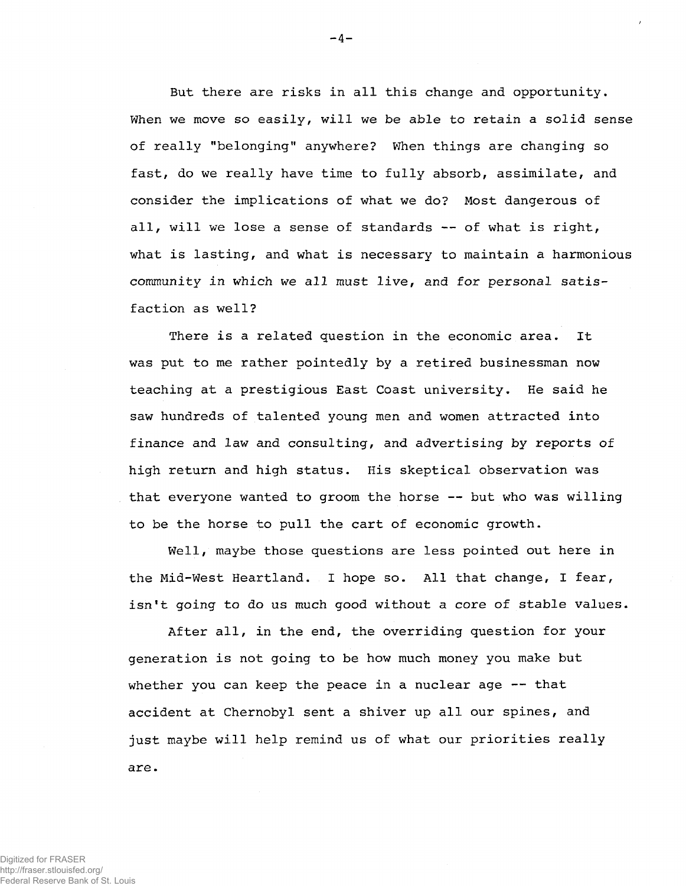But there are risks in all this change and opportunity. When we move so easily, will we be able to retain a solid sense of really "belonging" anywhere? When things are changing so fast, do we really have time to fully absorb, assimilate, and consider the implications of what we do? Most dangerous of all, will we lose a sense of standards -- of what is right, what is lasting, and what is necessary to maintain a harmonious community in which we all must live, and for personal satisfaction as well?

There is a related question in the economic area. It was put to me rather pointedly by a retired businessman now teaching at a prestigious East Coast university. He said he saw hundreds of talented young men and women attracted into finance and law and consulting, and advertising by reports of high return and high status. His skeptical observation was that everyone wanted to groom the horse -- but who was willing to be the horse to pull the cart of economic growth.

Well, maybe those questions are less pointed out here in the Mid-West Heartland. I hope so. All that change, I fear, isn't going to do us much good without a core of stable values.

After all, in the end, the overriding question for your generation is not going to be how much money you make but whether you can keep the peace in a nuclear age -- that accident at Chernobyl sent a shiver up all our spines, and just maybe will help remind us of what our priorities really are.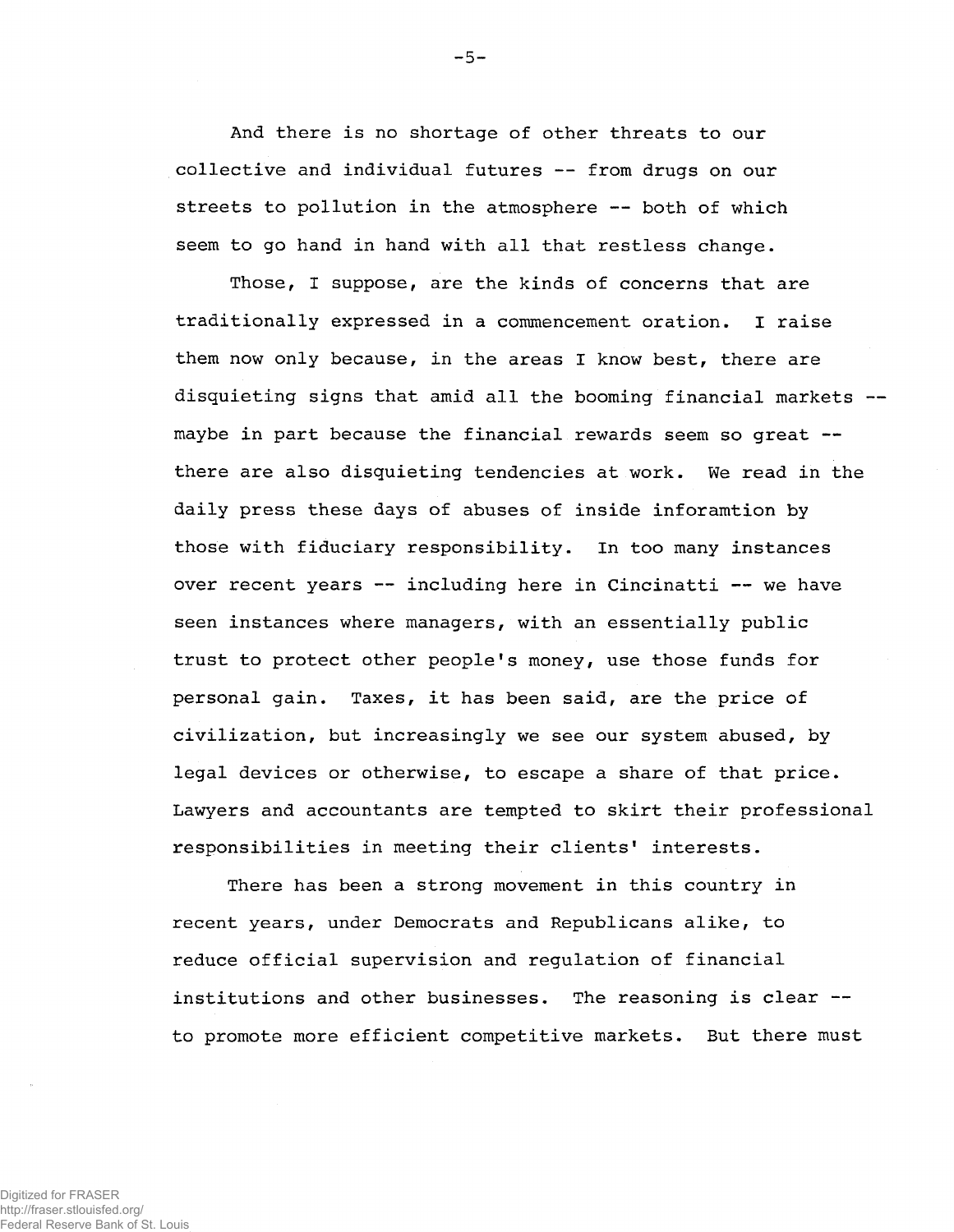And there is no shortage of other threats to our collective and individual futures -- from drugs on our streets to pollution in the atmosphere -- both of which seem to go hand in hand with all that restless change.

Those, I suppose, are the kinds of concerns that are traditionally expressed in a commencement oration. I raise them now only because, in the areas I know best, there are disquieting signs that amid all the booming financial markets -- maybe in part because the financial rewards seem so great -- there are also disquieting tendencies at work. We read in the daily press these days of abuses of inside inforamtion by those with fiduciary responsibility. In too many instances over recent years -- including here in Cincinatti -- we have seen instances where managers, with an essentially public trust to protect other people's money, use those funds for personal gain. Taxes, it has been said, are the price of civilization, but increasingly we see our system abused, by legal devices or otherwise, to escape a share of that price. Lawyers and accountants are tempted to skirt their professional responsibilities in meeting their clients' interests.

There has been a strong movement in this country in recent years, under Democrats and Republicans alike, to reduce official supervision and regulation of financial institutions and other businesses. The reasoning is clear -- to promote more efficient competitive markets. But there must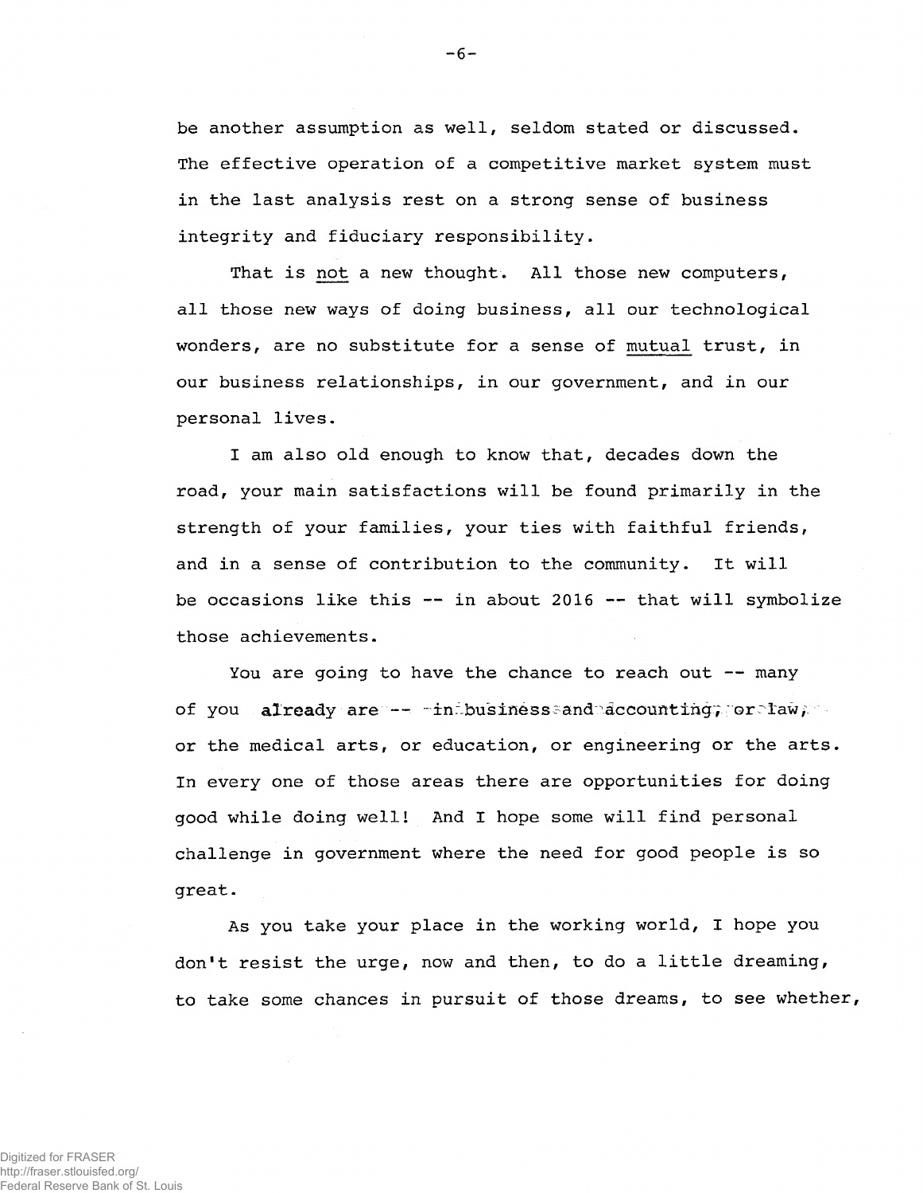be another assumption as well, seldom stated or discussed. The effective operation of a competitive market system must in the last analysis rest on a strong sense of business integrity and fiduciary responsibility.

That is not a new thought. All those new computers, all those new ways of doing business, all our technological wonders, are no substitute for a sense of mutual trust, in our business relationships, in our government, and in our personal lives.

I am also old enough to know that, decades down the road, your main satisfactions will be found primarily in the strength of your families, your ties with faithful friends, and in a sense of contribution to the community. It will be occasions like this -- in about 2016 -- that will symbolize those achievements.

You are going to have the chance to reach out -- many of you already are -- in business and accounting, or law, or the medical arts, or education, or engineering or the arts. In every one of those areas there are opportunities for doing good while doing well! And I hope some will find personal challenge in government where the need for good people is so great.

As you take your place in the working world, I hope you don't resist the urge, now and then, to do a little dreaming, to take some chances in pursuit of those dreams, to see whether,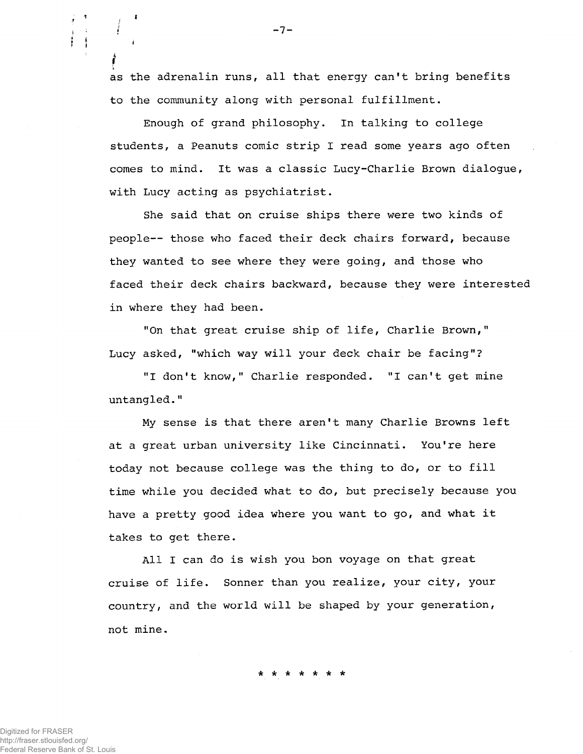as the adrenalin runs, all that energy can't bring benefits to the community along with personal fulfillment.

Enough of grand philosophy. In talking to college students, a Peanuts comic strip I read some years ago often comes to mind. It was a classic Lucy-Charlie Brown dialogue, with Lucy acting as psychiatrist.

She said that on cruise ships there were two kinds of people-- those who faced their deck chairs forward, because they wanted to see where they were going, and those who faced their deck chairs backward, because they were interested in where they had been.

"On that great cruise ship of life, Charlie Brown," Lucy asked, "which way will your deck chair be facing"?

"I don't know," Charlie responded. "I can't get mine untangled."

My sense is that there aren't many Charlie Browns left at a great urban university like Cincinnati. You're here today not because college was the thing to do, or to fill time while you decided what to do, but precisely because you have a pretty good idea where you want to go, and what it takes to get there.

All I can do is wish you bon voyage on that great cruise of life. Sonner than you realize, your city, your country, and the world will be shaped by your generation, not mine.

* * * * * * *